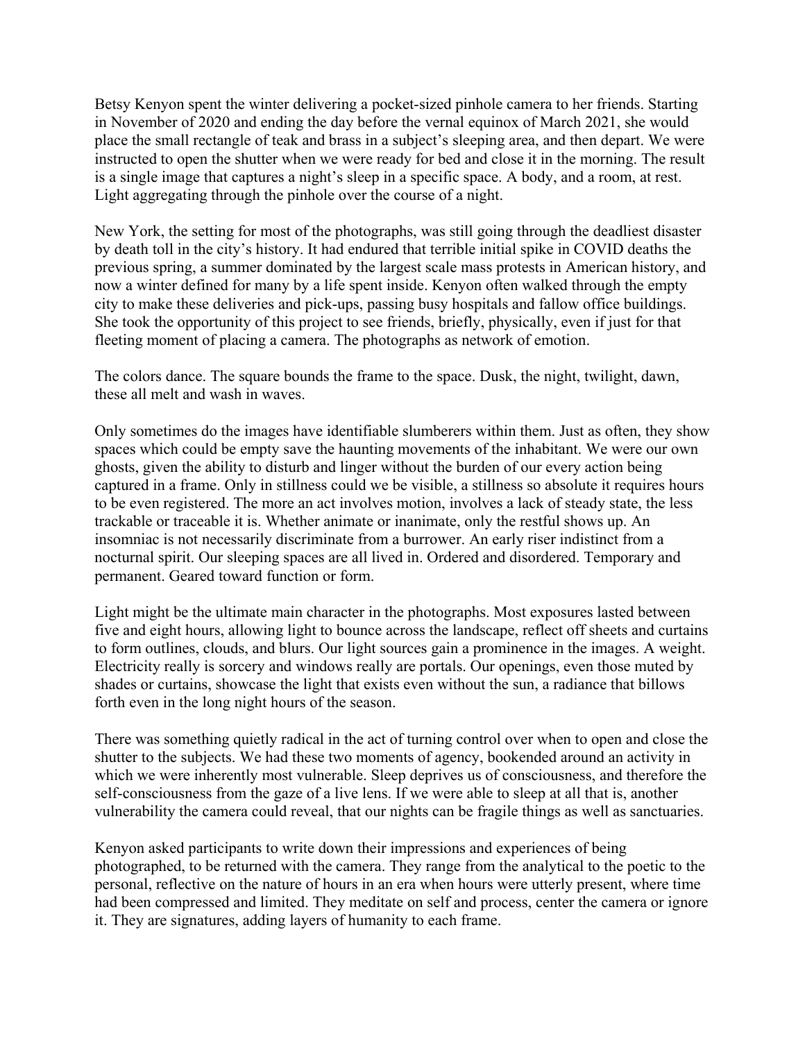Betsy Kenyon spent the winter delivering a pocket-sized pinhole camera to her friends. Starting in November of 2020 and ending the day before the vernal equinox of March 2021, she would place the small rectangle of teak and brass in a subject's sleeping area, and then depart. We were instructed to open the shutter when we were ready for bed and close it in the morning. The result is a single image that captures a night's sleep in a specific space. A body, and a room, at rest. Light aggregating through the pinhole over the course of a night.

New York, the setting for most of the photographs, was still going through the deadliest disaster by death toll in the city's history. It had endured that terrible initial spike in COVID deaths the previous spring, a summer dominated by the largest scale mass protests in American history, and now a winter defined for many by a life spent inside. Kenyon often walked through the empty city to make these deliveries and pick-ups, passing busy hospitals and fallow office buildings. She took the opportunity of this project to see friends, briefly, physically, even if just for that fleeting moment of placing a camera. The photographs as network of emotion.

The colors dance. The square bounds the frame to the space. Dusk, the night, twilight, dawn, these all melt and wash in waves.

Only sometimes do the images have identifiable slumberers within them. Just as often, they show spaces which could be empty save the haunting movements of the inhabitant. We were our own ghosts, given the ability to disturb and linger without the burden of our every action being captured in a frame. Only in stillness could we be visible, a stillness so absolute it requires hours to be even registered. The more an act involves motion, involves a lack of steady state, the less trackable or traceable it is. Whether animate or inanimate, only the restful shows up. An insomniac is not necessarily discriminate from a burrower. An early riser indistinct from a nocturnal spirit. Our sleeping spaces are all lived in. Ordered and disordered. Temporary and permanent. Geared toward function or form.

Light might be the ultimate main character in the photographs. Most exposures lasted between five and eight hours, allowing light to bounce across the landscape, reflect off sheets and curtains to form outlines, clouds, and blurs. Our light sources gain a prominence in the images. A weight. Electricity really is sorcery and windows really are portals. Our openings, even those muted by shades or curtains, showcase the light that exists even without the sun, a radiance that billows forth even in the long night hours of the season.

There was something quietly radical in the act of turning control over when to open and close the shutter to the subjects. We had these two moments of agency, bookended around an activity in which we were inherently most vulnerable. Sleep deprives us of consciousness, and therefore the self-consciousness from the gaze of a live lens. If we were able to sleep at all that is, another vulnerability the camera could reveal, that our nights can be fragile things as well as sanctuaries.

Kenyon asked participants to write down their impressions and experiences of being photographed, to be returned with the camera. They range from the analytical to the poetic to the personal, reflective on the nature of hours in an era when hours were utterly present, where time had been compressed and limited. They meditate on self and process, center the camera or ignore it. They are signatures, adding layers of humanity to each frame.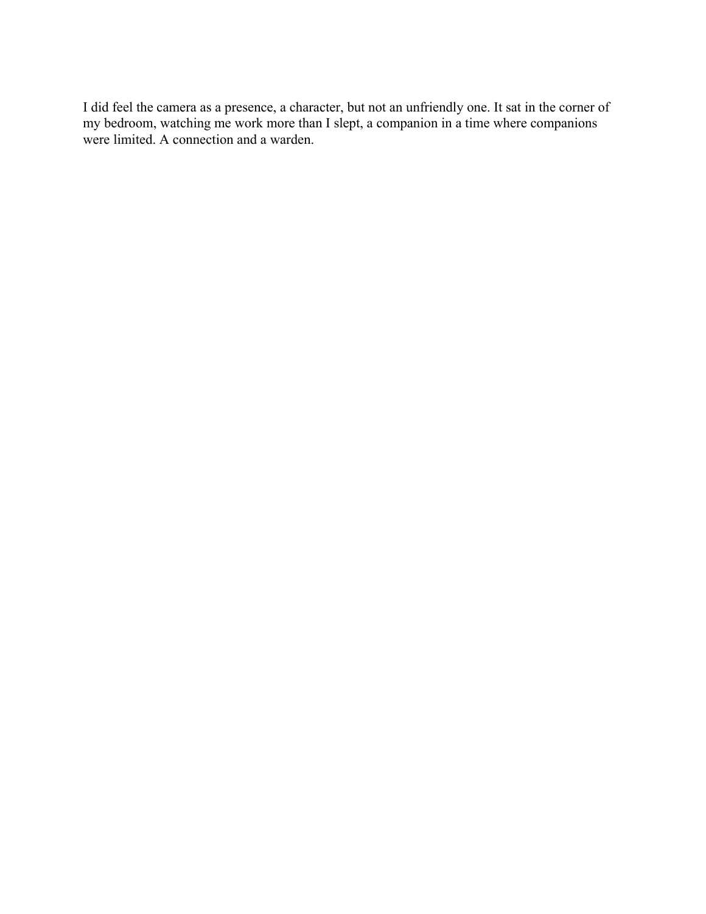I did feel the camera as a presence, a character, but not an unfriendly one. It sat in the corner of my bedroom, watching me work more than I slept, a companion in a time where companions were limited. A connection and a warden.